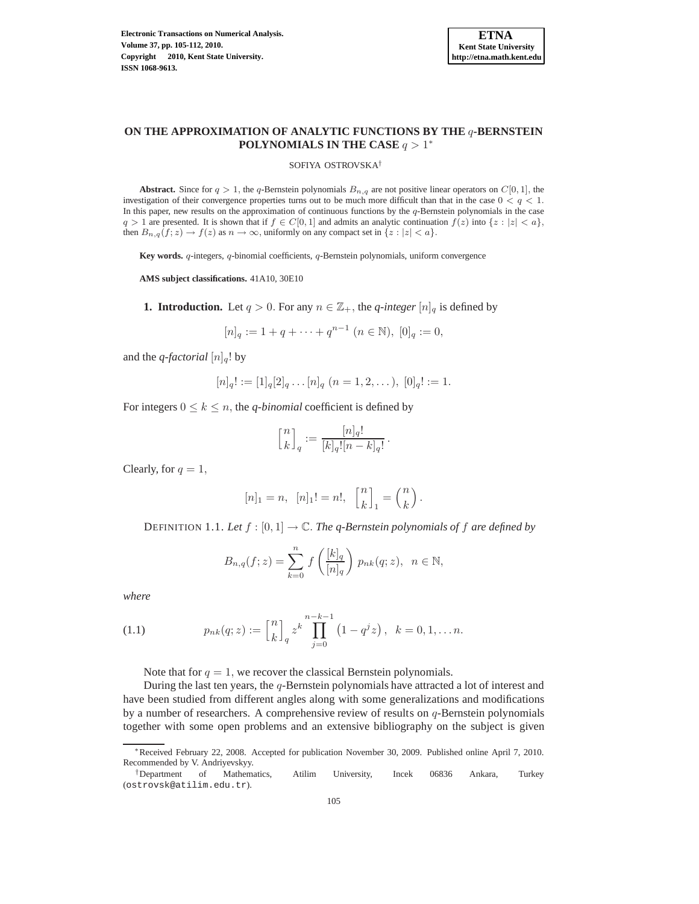# ON THE APPROXIMATION OF ANALYTIC FUNCTIONS BY THE $q$-BERNSTEIN POLYNOMIALS IN THE CASE $q > 1$*

SOFIYA OSTROVSKA†

**Abstract.** Since for $q > 1$, the $q$-Bernstein polynomials $B_{n,q}$ are not positive linear operators on $C[0,1]$, the investigation of their convergence properties turns out to be much more difficult than that in the case $0 < q < 1$. In this paper, new results on the approximation of continuous functions by the $q$-Bernstein polynomials in the case $q > 1$ are presented. It is shown that if $f \in C[0,1]$ and admits an analytic continuation $f(z)$ into $\{z : |z| < a\}$, then $B_{n,q}(f; z) \to f(z)$ as $n \to \infty$, uniformly on any compact set in $\{z : |z| < a\}$.

**Key words.** $q$-integers, $q$-binomial coefficients, $q$-Bernstein polynomials, uniform convergence

**AMS subject classifications.** 41A10, 30E10

## 1. Introduction.

Let $q > 0$. For any $n \in \mathbb{Z}_+$, the *q-integer* $[n]_q$ is defined by

$$[n]_q := 1 + q + \cdots + q^{n-1} \ (n \in \mathbb{N}), \ [0]_q := 0,$$

and the *q-factorial* $[n]_q!$ by

$$[n]_q! := [1]_q[2]_q \dots [n]_q \ (n = 1, 2, \dots), \ [0]_q! := 1.$$

For integers $0 \le k \le n$, the *q-binomial* coefficient is defined by

$$\begin{bmatrix} n \\ k \end{bmatrix}_q := \frac{[n]_q!}{[k]_q![n-k]_q!}.$$

Clearly, for $q = 1$,

$$[n]_1 = n, \ \ [n]_1! = n!, \ \ \begin{bmatrix} n \\ k \end{bmatrix}_1 = \binom{n}{k}.$$

DEFINITION 1.1. *Let $f : [0,1] \to \mathbb{C}$. The q-Bernstein polynomials of $f$ are defined by*

$$B_{n,q}(f; z) = \sum_{k=0}^{n} f\left(\frac{[k]_q}{[n]_q}\right) p_{nk}(q; z), \ \ n \in \mathbb{N},$$

*where*

$$p_{nk}(q; z) := \begin{bmatrix} n \\ k \end{bmatrix}_q z^k \prod_{j=0}^{n-k-1} \left(1 - q^j z\right), \ \ k = 0, 1, \dots n. \tag{1.1}$$

Note that for $q = 1$, we recover the classical Bernstein polynomials.

During the last ten years, the $q$-Bernstein polynomials have attracted a lot of interest and have been studied from different angles along with some generalizations and modifications by a number of researchers. A comprehensive review of results on $q$-Bernstein polynomials together with some open problems and an extensive bibliography on the subject is given

---

*Received February 22, 2008. Accepted for publication November 30, 2009. Published online April 7, 2010. Recommended by V. Andriyevskyy.

†Department of Mathematics, Atilim University, Incek 06836 Ankara, Turkey (ostrovsk@atilim.edu.tr).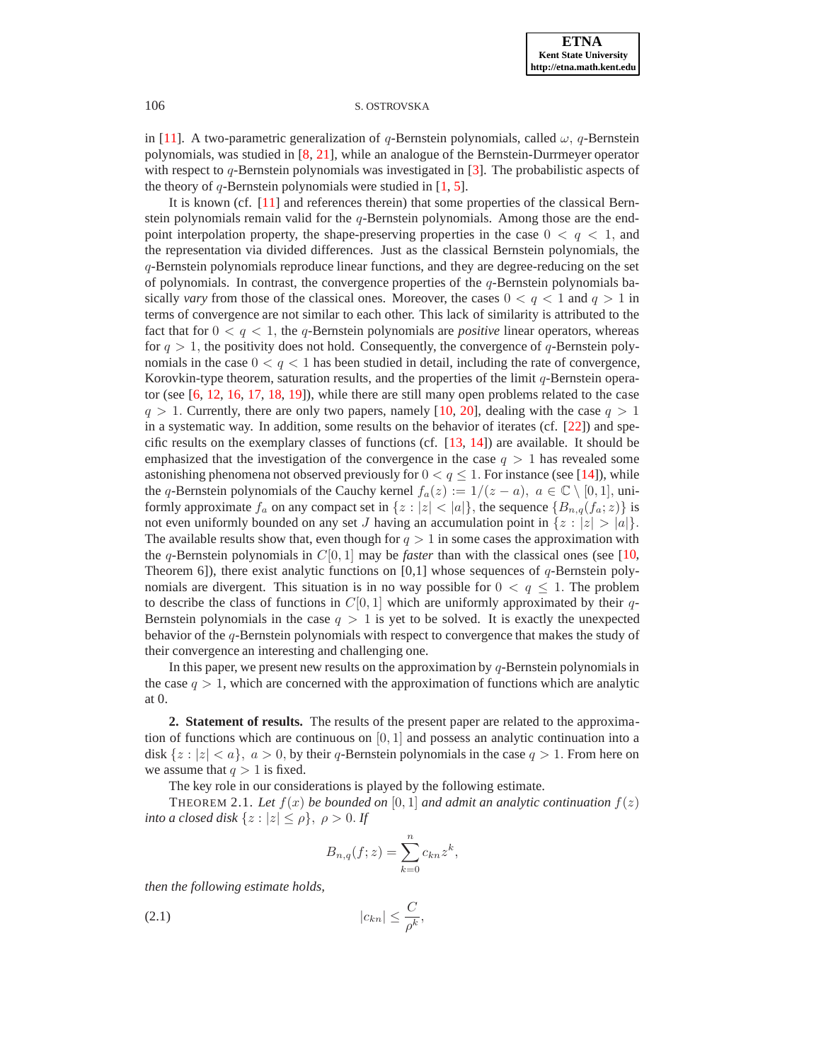in [11]. A two-parametric generalization of $q$-Bernstein polynomials, called $\omega$, $q$-Bernstein polynomials, was studied in [8, 21], while an analogue of the Bernstein-Durrmeyer operator with respect to $q$-Bernstein polynomials was investigated in [3]. The probabilistic aspects of the theory of $q$-Bernstein polynomials were studied in [1, 5].

It is known (cf. [11] and references therein) that some properties of the classical Bernstein polynomials remain valid for the $q$-Bernstein polynomials. Among those are the end-point interpolation property, the shape-preserving properties in the case $0 < q < 1$, and the representation via divided differences. Just as the classical Bernstein polynomials, the $q$-Bernstein polynomials reproduce linear functions, and they are degree-reducing on the set of polynomials. In contrast, the convergence properties of the $q$-Bernstein polynomials basically *vary* from those of the classical ones. Moreover, the cases $0 < q < 1$ and $q > 1$ in terms of convergence are not similar to each other. This lack of similarity is attributed to the fact that for $0 < q < 1$, the $q$-Bernstein polynomials are *positive* linear operators, whereas for $q > 1$, the positivity does not hold. Consequently, the convergence of $q$-Bernstein polynomials in the case $0 < q < 1$ has been studied in detail, including the rate of convergence, Korovkin-type theorem, saturation results, and the properties of the limit $q$-Bernstein operator (see [6, 12, 16, 17, 18, 19]), while there are still many open problems related to the case $q > 1$. Currently, there are only two papers, namely [10, 20], dealing with the case $q > 1$ in a systematic way. In addition, some results on the behavior of iterates (cf. [22]) and specific results on the exemplary classes of functions (cf. [13, 14]) are available. It should be emphasized that the investigation of the convergence in the case $q > 1$ has revealed some astonishing phenomena not observed previously for $0 < q \leq 1$. For instance (see [14]), while the $q$-Bernstein polynomials of the Cauchy kernel $f_a(z) := 1/(z - a),\ a \in \mathbb{C} \setminus [0, 1]$, uniformly approximate $f_a$ on any compact set in $\{z : |z| < |a|\}$, the sequence $\{B_{n,q}(f_a; z)\}$ is not even uniformly bounded on any set $J$ having an accumulation point in $\{z : |z| > |a|\}$. The available results show that, even though for $q > 1$ in some cases the approximation with the $q$-Bernstein polynomials in $C[0, 1]$ may be *faster* than with the classical ones (see [10, Theorem 6]), there exist analytic functions on [0,1] whose sequences of $q$-Bernstein polynomials are divergent. This situation is in no way possible for $0 < q \leq 1$. The problem to describe the class of functions in $C[0, 1]$ which are uniformly approximated by their $q$-Bernstein polynomials in the case $q > 1$ is yet to be solved. It is exactly the unexpected behavior of the $q$-Bernstein polynomials with respect to convergence that makes the study of their convergence an interesting and challenging one.

In this paper, we present new results on the approximation by $q$-Bernstein polynomials in the case $q > 1$, which are concerned with the approximation of functions which are analytic at 0.

## 2. Statement of results.

The results of the present paper are related to the approximation of functions which are continuous on $[0, 1]$ and possess an analytic continuation into a disk $\{z : |z| < a\},\ a > 0$, by their $q$-Bernstein polynomials in the case $q > 1$. From here on we assume that $q > 1$ is fixed.

The key role in our considerations is played by the following estimate.

THEOREM 2.1. *Let $f(x)$ be bounded on $[0, 1]$ and admit an analytic continuation $f(z)$ into a closed disk $\{z : |z| \leq \rho\},\ \rho > 0$. If*

$$B_{n,q}(f; z) = \sum_{k=0}^{n} c_{kn} z^k,$$

*then the following estimate holds,*

$$|c_{kn}| \leq \frac{C}{\rho^k}, \tag{2.1}$$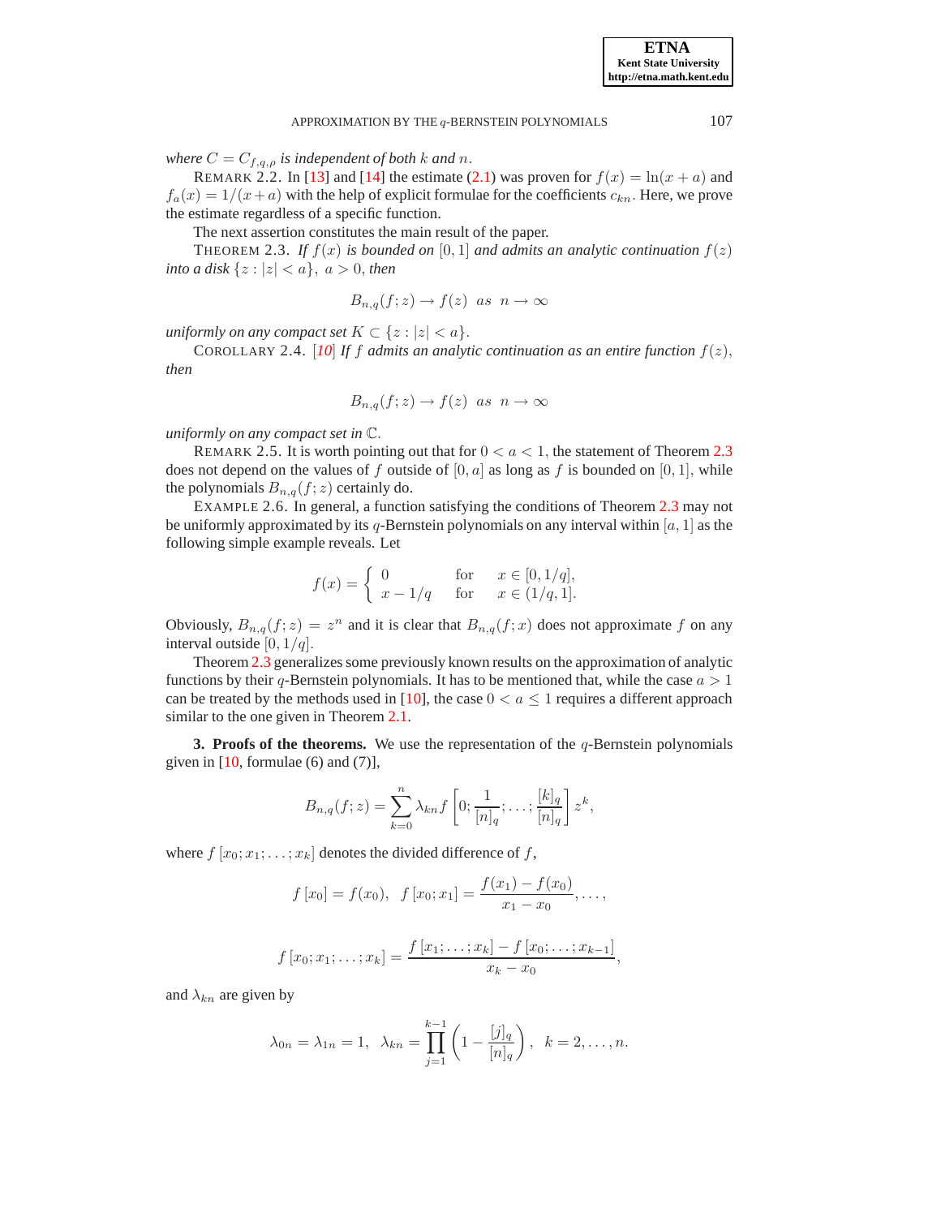*where $C = C_{f,q,\rho}$ is independent of both $k$ and $n$.*

REMARK 2.2. In [13] and [14] the estimate (2.1) was proven for $f(x) = \ln(x + a)$ and $f_a(x) = 1/(x + a)$ with the help of explicit formulae for the coefficients $c_{kn}$. Here, we prove the estimate regardless of a specific function.

The next assertion constitutes the main result of the paper.

THEOREM 2.3. *If $f(x)$ is bounded on $[0, 1]$ and admits an analytic continuation $f(z)$ into a disk $\{z : |z| < a\}$, $a > 0$, then*

$$B_{n,q}(f; z) \to f(z) \ \ as \ \ n \to \infty$$

*uniformly on any compact set $K \subset \{z : |z| < a\}$.*

COROLLARY 2.4. [10] *If $f$ admits an analytic continuation as an entire function $f(z)$, then*

$$B_{n,q}(f; z) \to f(z) \ \ as \ \ n \to \infty$$

*uniformly on any compact set in $\mathbb{C}$.*

REMARK 2.5. It is worth pointing out that for $0 < a < 1$, the statement of Theorem 2.3 does not depend on the values of $f$ outside of $[0, a]$ as long as $f$ is bounded on $[0, 1]$, while the polynomials $B_{n,q}(f; z)$ certainly do.

EXAMPLE 2.6. In general, a function satisfying the conditions of Theorem 2.3 may not be uniformly approximated by its $q$-Bernstein polynomials on any interval within $[a, 1]$ as the following simple example reveals. Let

$$f(x) = \begin{cases} 0 & \text{for} \quad x \in [0, 1/q], \\ x - 1/q & \text{for} \quad x \in (1/q, 1]. \end{cases}$$

Obviously, $B_{n,q}(f; z) = z^n$ and it is clear that $B_{n,q}(f; x)$ does not approximate $f$ on any interval outside $[0, 1/q]$.

Theorem 2.3 generalizes some previously known results on the approximation of analytic functions by their $q$-Bernstein polynomials. It has to be mentioned that, while the case $a > 1$ can be treated by the methods used in [10], the case $0 < a \leq 1$ requires a different approach similar to the one given in Theorem 2.1.

**3. Proofs of the theorems.** We use the representation of the $q$-Bernstein polynomials given in [10, formulae (6) and (7)],

$$B_{n,q}(f; z) = \sum_{k=0}^{n} \lambda_{kn} f\left[0; \frac{1}{[n]_q}; \ldots; \frac{[k]_q}{[n]_q}\right] z^k,$$

where $f\left[x_0; x_1; \ldots; x_k\right]$ denotes the divided difference of $f$,

$$f\left[x_0\right] = f(x_0), \quad f\left[x_0; x_1\right] = \frac{f(x_1) - f(x_0)}{x_1 - x_0}, \ldots,$$

$$f\left[x_0; x_1; \ldots; x_k\right] = \frac{f\left[x_1; \ldots; x_k\right] - f\left[x_0; \ldots; x_{k-1}\right]}{x_k - x_0},$$

and $\lambda_{kn}$ are given by

$$\lambda_{0n} = \lambda_{1n} = 1, \quad \lambda_{kn} = \prod_{j=1}^{k-1} \left(1 - \frac{[j]_q}{[n]_q}\right), \quad k = 2, \ldots, n.$$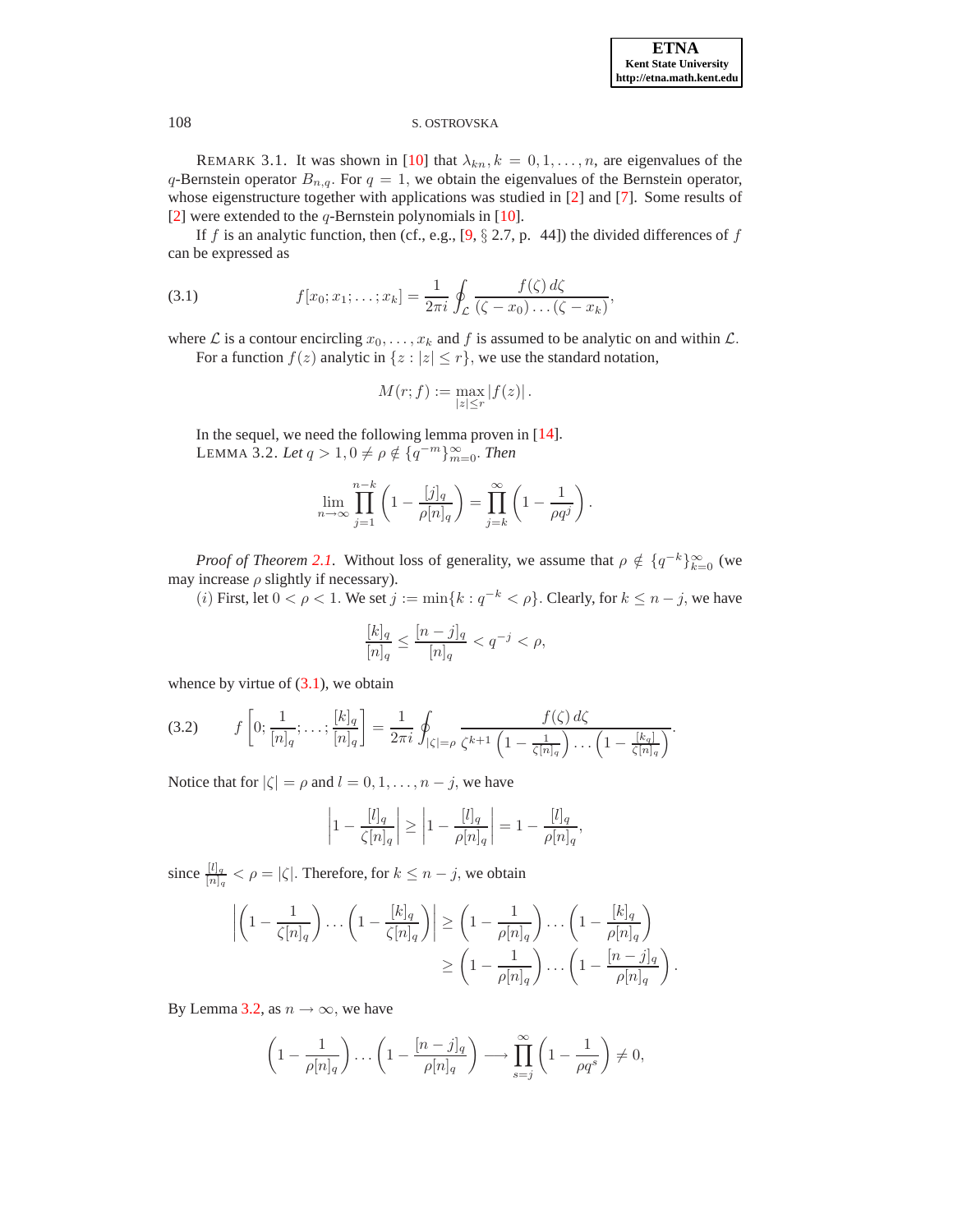REMARK 3.1. It was shown in [10] that $\lambda_{kn}, k = 0, 1, \ldots, n$, are eigenvalues of the $q$-Bernstein operator $B_{n,q}$. For $q = 1$, we obtain the eigenvalues of the Bernstein operator, whose eigenstructure together with applications was studied in [2] and [7]. Some results of [2] were extended to the $q$-Bernstein polynomials in [10].

If $f$ is an analytic function, then (cf., e.g., [9, § 2.7, p. 44]) the divided differences of $f$ can be expressed as

$$f[x_0; x_1; \ldots; x_k] = \frac{1}{2\pi i} \oint_{\mathcal{L}} \frac{f(\zeta)\, d\zeta}{(\zeta - x_0) \ldots (\zeta - x_k)}, \tag{3.1}$$

where $\mathcal{L}$ is a contour encircling $x_0, \ldots, x_k$ and $f$ is assumed to be analytic on and within $\mathcal{L}$.

For a function $f(z)$ analytic in $\{z : |z| \leq r\}$, we use the standard notation,

$$M(r; f) := \max_{|z| \leq r} |f(z)| .$$

In the sequel, we need the following lemma proven in [14].

LEMMA 3.2. *Let $q > 1, 0 \neq \rho \notin \{q^{-m}\}_{m=0}^{\infty}$. Then*

$$\lim_{n\to\infty} \prod_{j=1}^{n-k} \left(1 - \frac{[j]_q}{\rho [n]_q}\right) = \prod_{j=k}^{\infty} \left(1 - \frac{1}{\rho q^j}\right).$$

*Proof of Theorem 2.1.* Without loss of generality, we assume that $\rho \notin \{q^{-k}\}_{k=0}^{\infty}$ (we may increase $\rho$ slightly if necessary).

$(i)$ First, let $0 < \rho < 1$. We set $j := \min\{k : q^{-k} < \rho\}$. Clearly, for $k \leq n - j$, we have

$$\frac{[k]_q}{[n]_q} \leq \frac{[n-j]_q}{[n]_q} < q^{-j} < \rho,$$

whence by virtue of (3.1), we obtain

$$f\left[0; \frac{1}{[n]_q}; \ldots; \frac{[k]_q}{[n]_q}\right] = \frac{1}{2\pi i} \oint_{|\zeta|=\rho} \frac{f(\zeta)\, d\zeta}{\zeta^{k+1}\left(1 - \frac{1}{\zeta [n]_q}\right) \ldots \left(1 - \frac{[k]_q}{\zeta[n]_q}\right)}. \tag{3.2}$$

Notice that for $|\zeta| = \rho$ and $l = 0, 1, \ldots, n-j$, we have

$$\left|1 - \frac{[l]_q}{\zeta [n]_q}\right| \geq \left|1 - \frac{[l]_q}{\rho [n]_q}\right| = 1 - \frac{[l]_q}{\rho[n]_q},$$

since $\frac{[l]_q}{[n]_q} < \rho = |\zeta|$. Therefore, for $k \leq n - j$, we obtain

$$\begin{aligned}\left|\left(1 - \frac{1}{\zeta[n]_q}\right) \ldots \left(1 - \frac{[k]_q}{\zeta[n]_q}\right)\right| &\geq \left(1 - \frac{1}{\rho[n]_q}\right) \ldots \left(1 - \frac{[k]_q}{\rho[n]_q}\right) \\ &\geq \left(1 - \frac{1}{\rho[n]_q}\right) \ldots \left(1 - \frac{[n-j]_q}{\rho[n]_q}\right).\end{aligned}$$

By Lemma 3.2, as $n \to \infty$, we have

$$\left(1 - \frac{1}{\rho[n]_q}\right) \ldots \left(1 - \frac{[n-j]_q}{\rho[n]_q}\right) \longrightarrow \prod_{s=j}^{\infty} \left(1 - \frac{1}{\rho q^s}\right) \neq 0,$$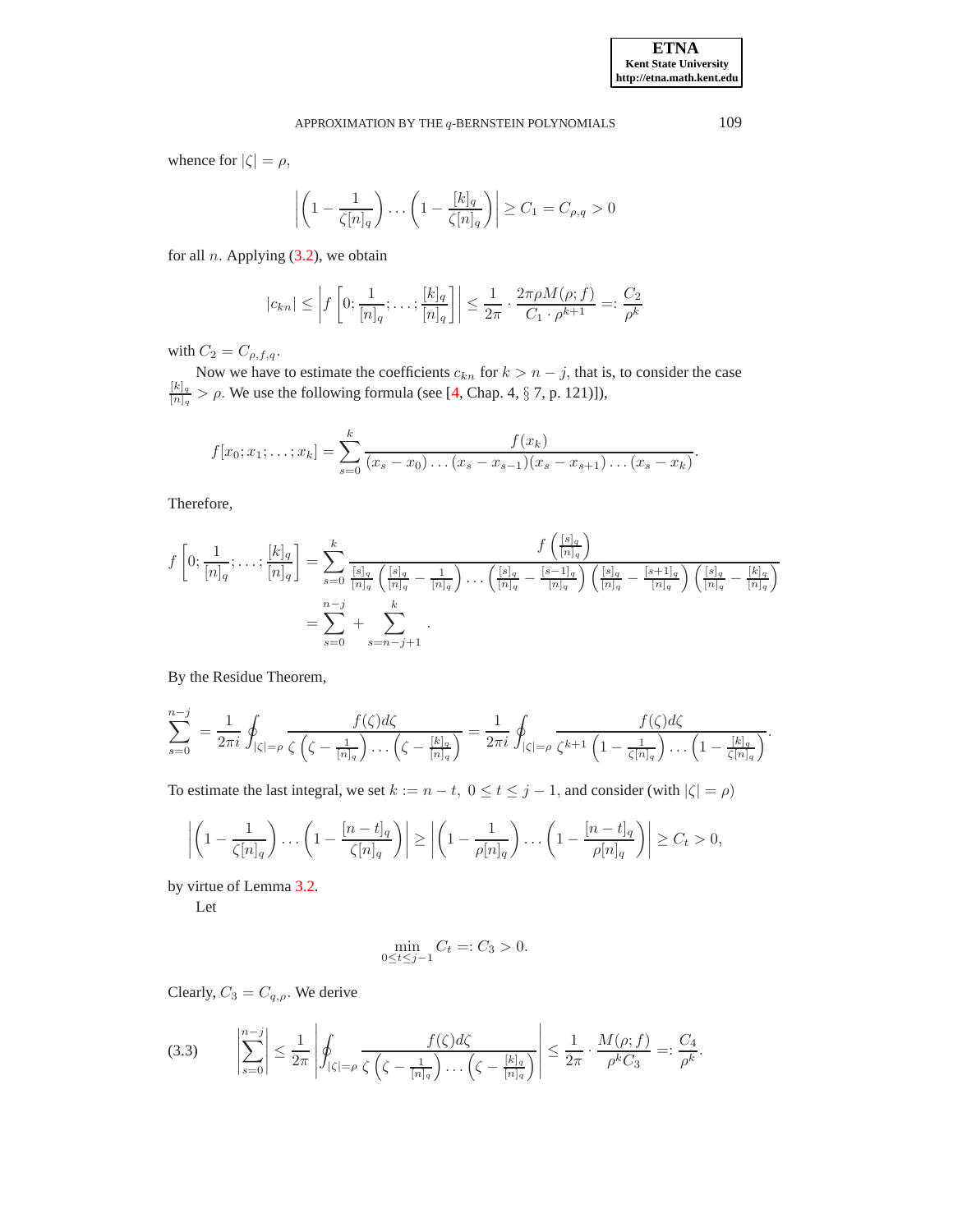whence for $|\zeta| = \rho$,

$$\left| \left(1 - \frac{1}{\zeta [n]_q}\right) \dots \left(1 - \frac{[k]_q}{\zeta [n]_q}\right) \right| \geq C_1 = C_{\rho,q} > 0$$

for all $n$. Applying (3.2), we obtain

$$|c_{kn}| \leq \left| f\left[0; \frac{1}{[n]_q}; \dots; \frac{[k]_q}{[n]_q}\right] \right| \leq \frac{1}{2\pi} \cdot \frac{2\pi \rho M(\rho; f)}{C_1 \cdot \rho^{k+1}} =: \frac{C_2}{\rho^k}$$

with $C_2 = C_{\rho,f,q}$.

Now we have to estimate the coefficients $c_{kn}$ for $k > n - j$, that is, to consider the case $\frac{[k]_q}{[n]_q} > \rho$. We use the following formula (see [4, Chap. 4, § 7, p. 121]),

$$f[x_0; x_1; \dots; x_k] = \sum_{s=0}^{k} \frac{f(x_k)}{(x_s - x_0)\dots(x_s - x_{s-1})(x_s - x_{s+1})\dots(x_s - x_k)}.$$

Therefore,

$$\begin{aligned} f\left[0; \frac{1}{[n]_q}; \dots; \frac{[k]_q}{[n]_q}\right] &= \sum_{s=0}^{k} \frac{f\left(\frac{[s]_q}{[n]_q}\right)}{\frac{[s]_q}{[n]_q}\left(\frac{[s]_q}{[n]_q} - \frac{1}{[n]_q}\right)\dots\left(\frac{[s]_q}{[n]_q} - \frac{[s-1]_q}{[n]_q}\right)\left(\frac{[s]_q}{[n]_q} - \frac{[s+1]_q}{[n]_q}\right)\left(\frac{[s]_q}{[n]_q} - \frac{[k]_q}{[n]_q}\right)} \\ &= \sum_{s=0}^{n-j} + \sum_{s=n-j+1}^{k}. \end{aligned}$$

By the Residue Theorem,

$$\sum_{s=0}^{n-j} = \frac{1}{2\pi i} \oint_{|\zeta|=\rho} \frac{f(\zeta) d\zeta}{\zeta\left(\zeta - \frac{1}{[n]_q}\right)\dots\left(\zeta - \frac{[k]_q}{[n]_q}\right)} = \frac{1}{2\pi i} \oint_{|\zeta|=\rho} \frac{f(\zeta) d\zeta}{\zeta^{k+1}\left(1 - \frac{1}{\zeta [n]_q}\right)\dots\left(1 - \frac{[k]_q}{\zeta [n]_q}\right)}.$$

To estimate the last integral, we set $k := n - t, \ 0 \leq t \leq j - 1$, and consider (with $|\zeta| = \rho$)

$$\left| \left(1 - \frac{1}{\zeta [n]_q}\right) \dots \left(1 - \frac{[n-t]_q}{\zeta [n]_q}\right) \right| \geq \left| \left(1 - \frac{1}{\rho [n]_q}\right) \dots \left(1 - \frac{[n-t]_q}{\rho [n]_q}\right) \right| \geq C_t > 0,$$

by virtue of Lemma 3.2.

Let

$$\min_{0 \leq t \leq j-1} C_t =: C_3 > 0.$$

Clearly, $C_3 = C_{q,\rho}$. We derive

$$\left| \sum_{s=0}^{n-j} \right| \leq \frac{1}{2\pi} \left| \oint_{|\zeta|=\rho} \frac{f(\zeta) d\zeta}{\zeta\left(\zeta - \frac{1}{[n]_q}\right)\dots\left(\zeta - \frac{[k]_q}{[n]_q}\right)} \right| \leq \frac{1}{2\pi} \cdot \frac{M(\rho; f)}{\rho^k C_3} =: \frac{C_4}{\rho^k}. \tag{3.3}$$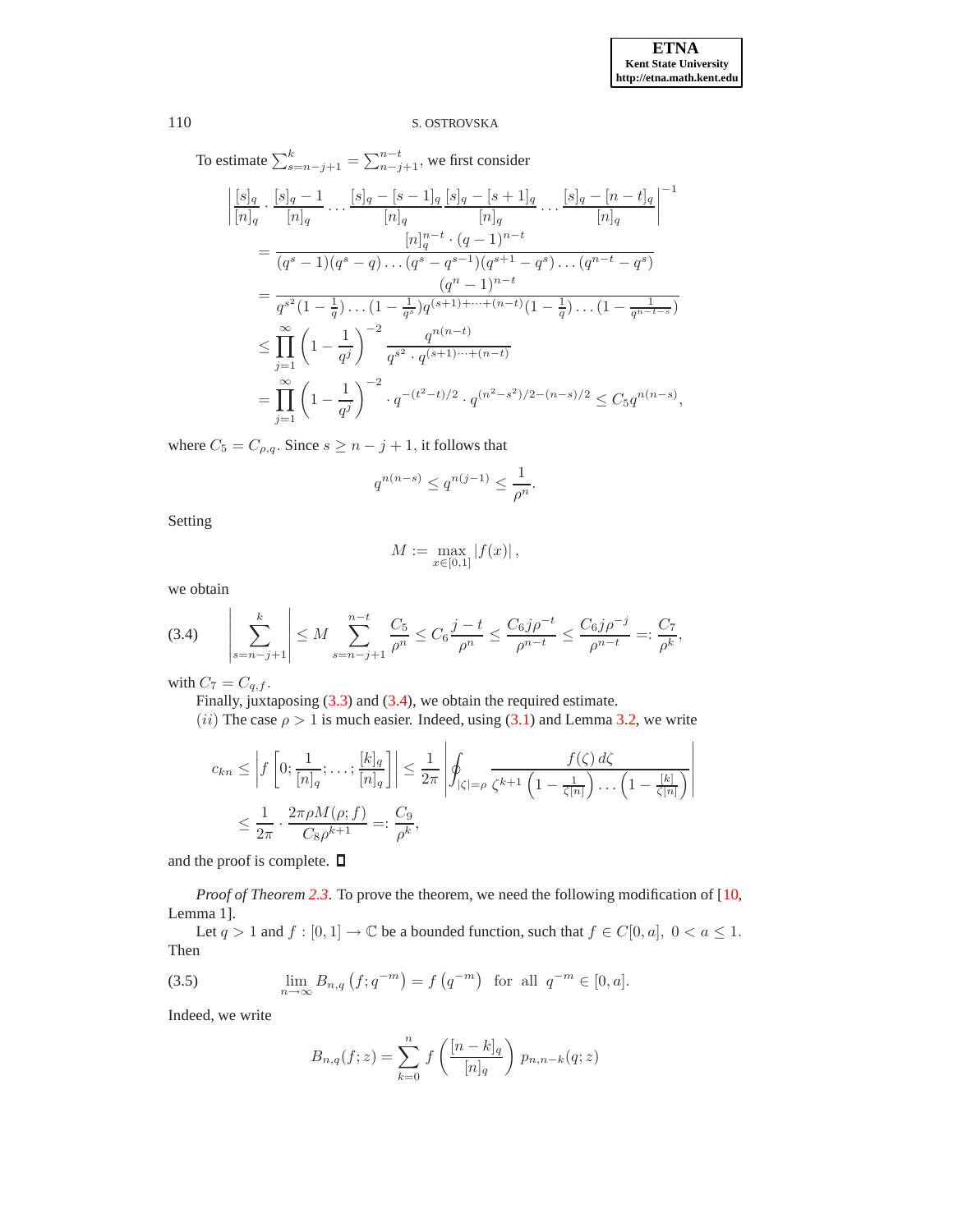To estimate $\sum_{s=n-j+1}^{k} = \sum_{n-j+1}^{n-t}$, we first consider

$$
\begin{aligned}
&\left| \frac{[s]_q}{[n]_q} \cdot \frac{[s]_q - 1}{[n]_q} \cdots \frac{[s]_q - [s-1]_q}{[n]_q} \frac{[s]_q - [s+1]_q}{[n]_q} \cdots \frac{[s]_q - [n-t]_q}{[n]_q} \right|^{-1} \\
&= \frac{[n]_q^{n-t} \cdot (q-1)^{n-t}}{(q^s-1)(q^s-q)\dots(q^s-q^{s-1})(q^{s+1}-q^s)\dots(q^{n-t}-q^s)} \\
&= \frac{(q^n-1)^{n-t}}{q^{s^2}(1-\frac{1}{q})\dots(1-\frac{1}{q^s})q^{(s+1)+\dots+(n-t)}(1-\frac{1}{q})\dots(1-\frac{1}{q^{n-t-s}})} \\
&\leq \prod_{j=1}^{\infty}\left(1-\frac{1}{q^j}\right)^{-2} \frac{q^{n(n-t)}}{q^{s^2}\cdot q^{(s+1)\cdots+(n-t)}} \\
&= \prod_{j=1}^{\infty}\left(1-\frac{1}{q^j}\right)^{-2} \cdot q^{-(t^2-t)/2} \cdot q^{(n^2-s^2)/2-(n-s)/2} \leq C_5 q^{n(n-s)},
\end{aligned}
$$

where $C_5 = C_{\rho,q}$. Since $s \geq n-j+1$, it follows that

$$
q^{n(n-s)} \leq q^{n(j-1)} \leq \frac{1}{\rho^n}.
$$

Setting

$$
M := \max_{x\in[0,1]} |f(x)|,
$$

we obtain

$$
\left| \sum_{s=n-j+1}^{k} \right| \leq M \sum_{s=n-j+1}^{n-t} \frac{C_5}{\rho^n} \leq C_6 \frac{j-t}{\rho^n} \leq \frac{C_6 j \rho^{-t}}{\rho^{n-t}} \leq \frac{C_6 j\rho^{-j}}{\rho^{n-t}} =: \frac{C_7}{\rho^k}, \tag{3.4}
$$

with $C_7 = C_{q,f}$.

Finally, juxtaposing (3.3) and (3.4), we obtain the required estimate.

$(ii)$ The case $\rho > 1$ is much easier. Indeed, using (3.1) and Lemma 3.2, we write

$$
\begin{aligned}
c_{kn} &\leq \left| f\left[0; \frac{1}{[n]_q}; \dots; \frac{[k]_q}{[n]_q}\right] \right| \leq \frac{1}{2\pi} \left| \oint_{|\zeta|=\rho} \frac{f(\zeta)\, d\zeta}{\zeta^{k+1}\left(1-\frac{1}{\zeta[n]}\right)\dots\left(1-\frac{[k]}{\zeta[n]}\right)} \right| \\
&\leq \frac{1}{2\pi} \cdot \frac{2\pi\rho M(\rho; f)}{C_8 \rho^{k+1}} =: \frac{C_9}{\rho^k},
\end{aligned}
$$

and the proof is complete. $\square$

*Proof of Theorem 2.3.* To prove the theorem, we need the following modification of [10, Lemma 1].

Let $q > 1$ and $f : [0,1] \to \mathbb{C}$ be a bounded function, such that $f \in C[0,a],\ 0 < a \leq 1$. Then

$$
\lim_{n\to\infty} B_{n,q}\left(f; q^{-m}\right) = f\left(q^{-m}\right) \quad \text{for all} \quad q^{-m} \in [0,a]. \tag{3.5}
$$

Indeed, we write

$$
B_{n,q}(f;z) = \sum_{k=0}^{n} f\left(\frac{[n-k]_q}{[n]_q}\right) p_{n,n-k}(q;z)
$$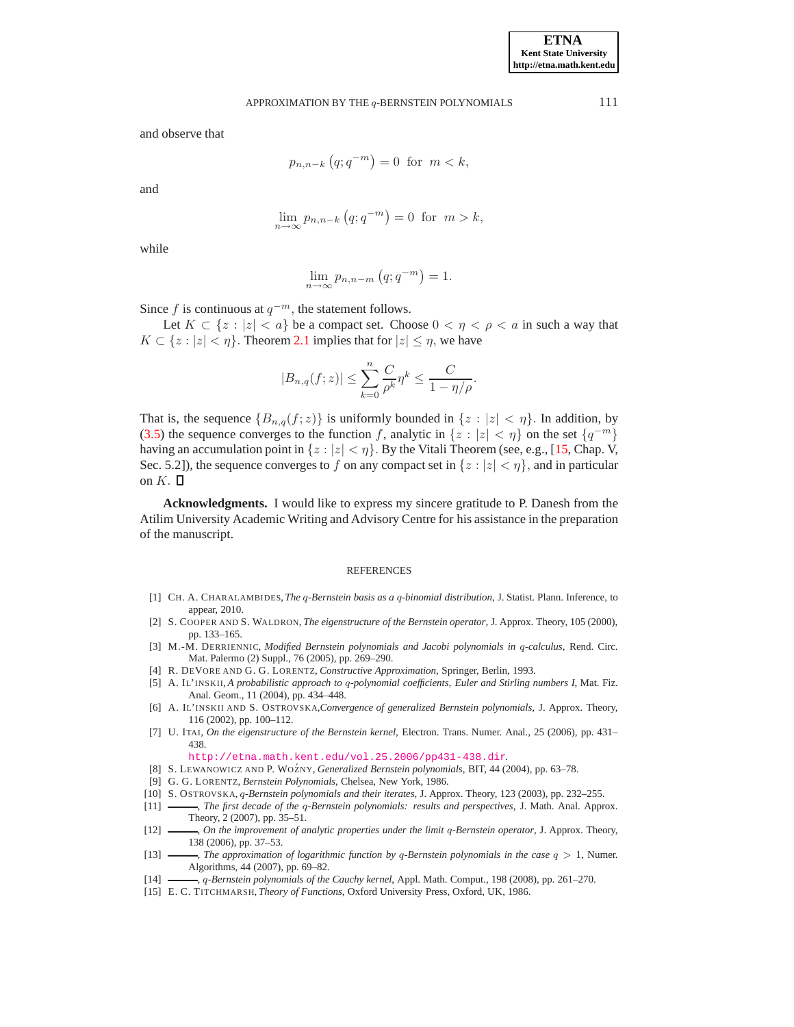and observe that

$$p_{n,n-k}\left(q;q^{-m}\right) = 0 \ \text{ for } \ m < k,$$

and

$$\lim_{n\to\infty} p_{n,n-k}\left(q;q^{-m}\right) = 0 \ \text{ for } \ m > k,$$

while

$$\lim_{n\to\infty} p_{n,n-m}\left(q;q^{-m}\right) = 1.$$

Since $f$ is continuous at $q^{-m}$, the statement follows.

Let $K \subset \{z : |z| < a\}$ be a compact set. Choose $0 < \eta < \rho < a$ in such a way that $K \subset \{z : |z| < \eta\}$. Theorem 2.1 implies that for $|z| \leq \eta$, we have

$$|B_{n,q}(f;z)| \leq \sum_{k=0}^{n} \frac{C}{\rho^k}\eta^k \leq \frac{C}{1-\eta/\rho}.$$

That is, the sequence $\{B_{n,q}(f;z)\}$ is uniformly bounded in $\{z : |z| < \eta\}$. In addition, by (3.5) the sequence converges to the function $f$, analytic in $\{z : |z| < \eta\}$ on the set $\{q^{-m}\}$ having an accumulation point in $\{z : |z| < \eta\}$. By the Vitali Theorem (see, e.g., [15, Chap. V, Sec. 5.2]), the sequence converges to $f$ on any compact set in $\{z : |z| < \eta\}$, and in particular on $K$. ∎

**Acknowledgments.** I would like to express my sincere gratitude to P. Danesh from the Atilim University Academic Writing and Advisory Centre for his assistance in the preparation of the manuscript.

## REFERENCES

[1] CH. A. CHARALAMBIDES, *The q-Bernstein basis as a q-binomial distribution*, J. Statist. Plann. Inference, to appear, 2010.

[2] S. COOPER AND S. WALDRON, *The eigenstructure of the Bernstein operator*, J. Approx. Theory, 105 (2000), pp. 133–165.

[3] M.-M. DERRIENNIC, *Modified Bernstein polynomials and Jacobi polynomials in q-calculus*, Rend. Circ. Mat. Palermo (2) Suppl., 76 (2005), pp. 269–290.

[4] R. DEVORE AND G. G. LORENTZ, *Constructive Approximation*, Springer, Berlin, 1993.

[5] A. IL'INSKII, *A probabilistic approach to q-polynomial coefficients, Euler and Stirling numbers I*, Mat. Fiz. Anal. Geom., 11 (2004), pp. 434–448.

[6] A. IL'INSKII AND S. OSTROVSKA, *Convergence of generalized Bernstein polynomials*, J. Approx. Theory, 116 (2002), pp. 100–112.

[7] U. ITAI, *On the eigenstructure of the Bernstein kernel*, Electron. Trans. Numer. Anal., 25 (2006), pp. 431–438.
http://etna.math.kent.edu/vol.25.2006/pp431-438.dir.

[8] S. LEWANOWICZ AND P. WOŹNY, *Generalized Bernstein polynomials*, BIT, 44 (2004), pp. 63–78.

[9] G. G. LORENTZ, *Bernstein Polynomials*, Chelsea, New York, 1986.

[10] S. OSTROVSKA, *q-Bernstein polynomials and their iterates*, J. Approx. Theory, 123 (2003), pp. 232–255.

[11] ———, *The first decade of the q-Bernstein polynomials: results and perspectives*, J. Math. Anal. Approx. Theory, 2 (2007), pp. 35–51.

[12] ———, *On the improvement of analytic properties under the limit q-Bernstein operator*, J. Approx. Theory, 138 (2006), pp. 37–53.

[13] ———, *The approximation of logarithmic function by q-Bernstein polynomials in the case $q > 1$*, Numer. Algorithms, 44 (2007), pp. 69–82.

[14] ———, *q-Bernstein polynomials of the Cauchy kernel*, Appl. Math. Comput., 198 (2008), pp. 261–270.

[15] E. C. TITCHMARSH, *Theory of Functions*, Oxford University Press, Oxford, UK, 1986.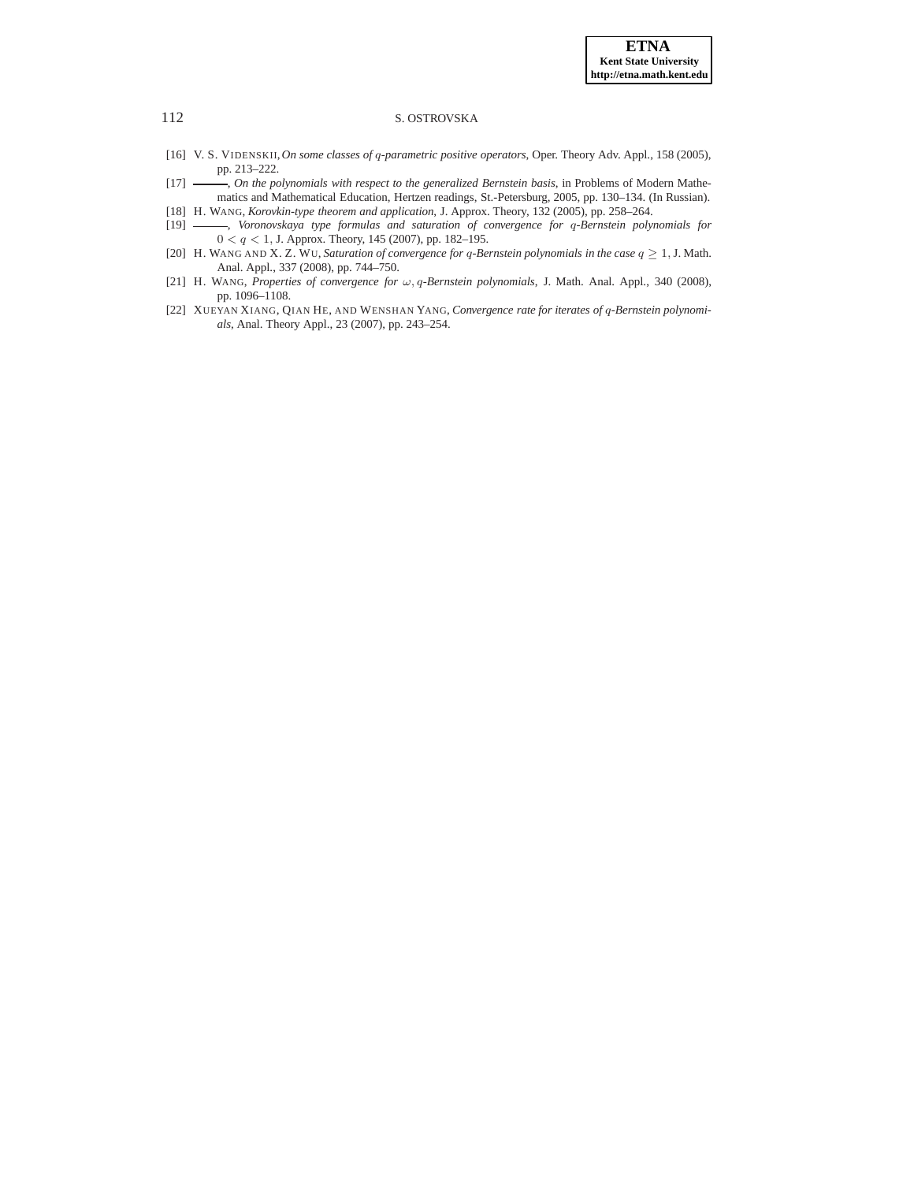[16] V. S. Videnskii, *On some classes of $q$-parametric positive operators*, Oper. Theory Adv. Appl., 158 (2005), pp. 213–222.

[17] ———, *On the polynomials with respect to the generalized Bernstein basis*, in Problems of Modern Mathematics and Mathematical Education, Hertzen readings, St.-Petersburg, 2005, pp. 130–134. (In Russian).

[18] H. Wang, *Korovkin-type theorem and application*, J. Approx. Theory, 132 (2005), pp. 258–264.

[19] ———, *Voronovskaya type formulas and saturation of convergence for $q$-Bernstein polynomials for* $0 < q < 1$, J. Approx. Theory, 145 (2007), pp. 182–195.

[20] H. Wang and X. Z. Wu, *Saturation of convergence for $q$-Bernstein polynomials in the case $q \geq 1$*, J. Math. Anal. Appl., 337 (2008), pp. 744–750.

[21] H. Wang, *Properties of convergence for $\omega, q$-Bernstein polynomials*, J. Math. Anal. Appl., 340 (2008), pp. 1096–1108.

[22] Xueyan Xiang, Qian He, and Wenshan Yang, *Convergence rate for iterates of $q$-Bernstein polynomials*, Anal. Theory Appl., 23 (2007), pp. 243–254.